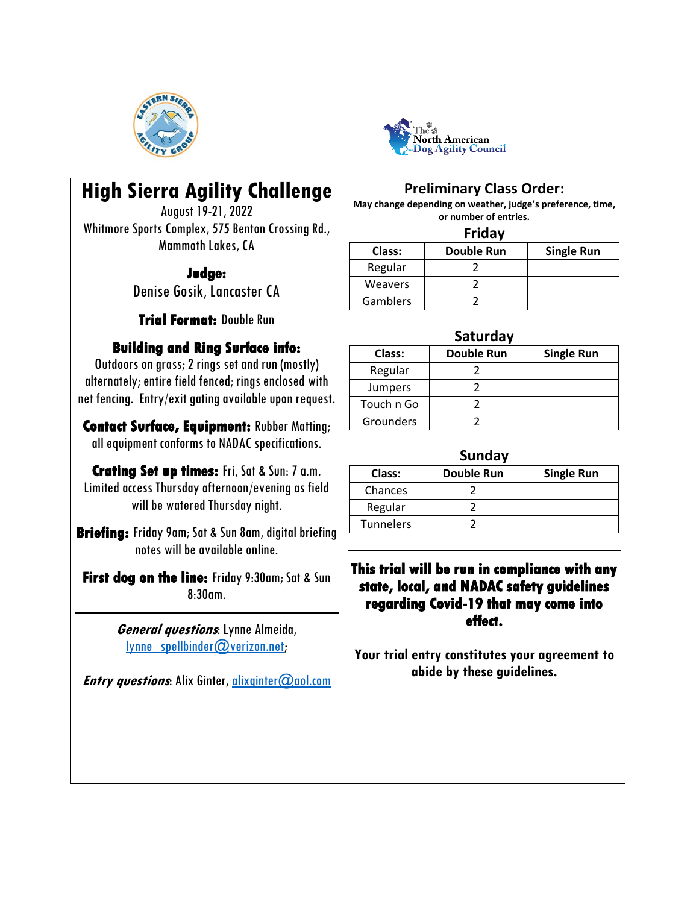# High Sierra Agility Challenge

August 19-21, 2022

Whitmore Sports Complex, 575 Benton Crossing Rd., Mammoth Lakes, CA

**Judge:**
Denise Gosik, Lancaster CA

**Trial Format:** Double Run

**Building and Ring Surface info:**
Outdoors on grass; 2 rings set and run (mostly) alternately; entire field fenced; rings enclosed with net fencing. Entry/exit gating available upon request.

**Contact Surface, Equipment:** Rubber Matting; all equipment conforms to NADAC specifications.

**Crating Set up times:** Fri, Sat & Sun: 7 a.m. Limited access Thursday afternoon/evening as field will be watered Thursday night.

**Briefing:** Friday 9am; Sat & Sun 8am, digital briefing notes will be available online.

**First dog on the line:** Friday 9:30am; Sat & Sun 8:30am.

***General questions***: Lynne Almeida, lynne_spellbinder@verizon.net;

***Entry questions***: Alix Ginter, alixginter@aol.com

## Preliminary Class Order:

**May change depending on weather, judge's preference, time, or number of entries.**

### Friday

| Class: | Double Run | Single Run |
|---|---|---|
| Regular | 2 | |
| Weavers | 2 | |
| Gamblers | 2 | |

### Saturday

| Class: | Double Run | Single Run |
|---|---|---|
| Regular | 2 | |
| Jumpers | 2 | |
| Touch n Go | 2 | |
| Grounders | 2 | |

### Sunday

| Class: | Double Run | Single Run |
|---|---|---|
| Chances | 2 | |
| Regular | 2 | |
| Tunnelers | 2 | |

**This trial will be run in compliance with any state, local, and NADAC safety guidelines regarding Covid-19 that may come into effect.**

**Your trial entry constitutes your agreement to abide by these guidelines.**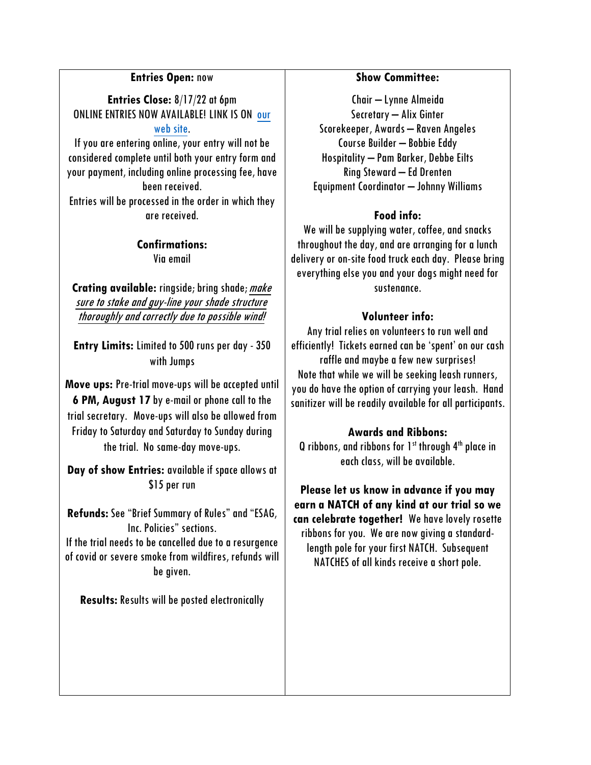**Entries Open:** now

**Entries Close:** 8/17/22 at 6pm
ONLINE ENTRIES NOW AVAILABLE! LINK IS ON our web site.
If you are entering online, your entry will not be considered complete until both your entry form and your payment, including online processing fee, have been received.
Entries will be processed in the order in which they are received.

**Confirmations:**
Via email

**Crating available:** ringside; bring shade; *make sure to stake and guy-line your shade structure thoroughly and correctly due to possible wind!*

**Entry Limits:** Limited to 500 runs per day - 350 with Jumps

**Move ups:** Pre-trial move-ups will be accepted until **6 PM, August 17** by e-mail or phone call to the trial secretary. Move-ups will also be allowed from Friday to Saturday and Saturday to Sunday during the trial. No same-day move-ups.

**Day of show Entries:** available if space allows at $15 per run

**Refunds:** See "Brief Summary of Rules" and "ESAG, Inc. Policies" sections.
If the trial needs to be cancelled due to a resurgence of covid or severe smoke from wildfires, refunds will be given.

**Results:** Results will be posted electronically

**Show Committee:**

Chair – Lynne Almeida
Secretary – Alix Ginter
Scorekeeper, Awards – Raven Angeles
Course Builder – Bobbie Eddy
Hospitality – Pam Barker, Debbe Eilts
Ring Steward – Ed Drenten
Equipment Coordinator – Johnny Williams

**Food info:**
We will be supplying water, coffee, and snacks throughout the day, and are arranging for a lunch delivery or on-site food truck each day. Please bring everything else you and your dogs might need for sustenance.

**Volunteer info:**
Any trial relies on volunteers to run well and efficiently! Tickets earned can be 'spent' on our cash raffle and maybe a few new surprises!
Note that while we will be seeking leash runners, you do have the option of carrying your leash. Hand sanitizer will be readily available for all participants.

**Awards and Ribbons:**
Q ribbons, and ribbons for 1st through 4th place in each class, will be available.

**Please let us know in advance if you may earn a NATCH of any kind at our trial so we can celebrate together!** We have lovely rosette ribbons for you. We are now giving a standard-length pole for your first NATCH. Subsequent NATCHES of all kinds receive a short pole.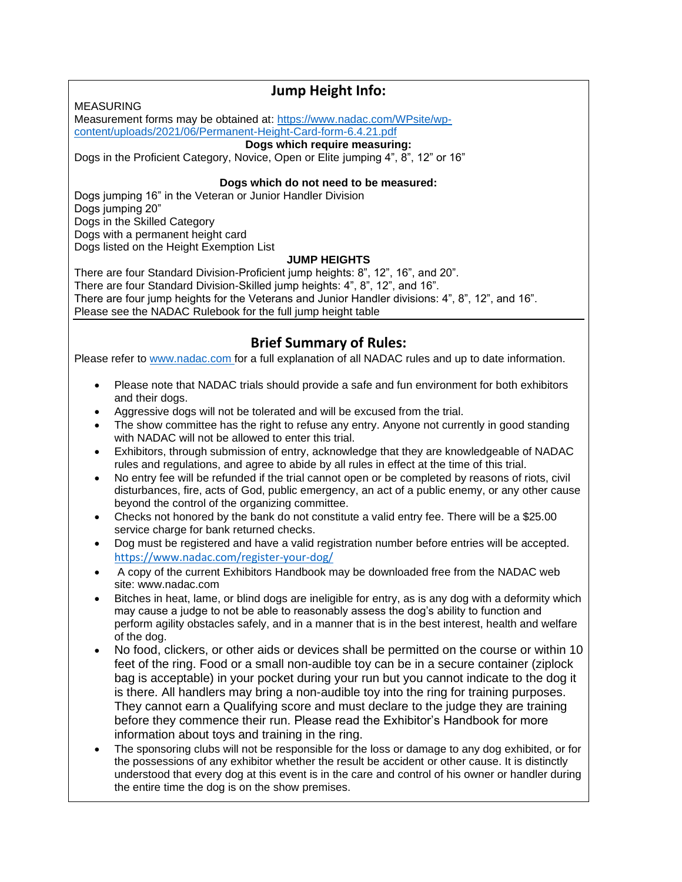## Jump Height Info:

MEASURING

Measurement forms may be obtained at: [https://www.nadac.com/WPsite/wp-content/uploads/2021/06/Permanent-Height-Card-form-6.4.21.pdf](https://www.nadac.com/WPsite/wp-content/uploads/2021/06/Permanent-Height-Card-form-6.4.21.pdf)

**Dogs which require measuring:**

Dogs in the Proficient Category, Novice, Open or Elite jumping 4”, 8”, 12” or 16”

**Dogs which do not need to be measured:**

Dogs jumping 16” in the Veteran or Junior Handler Division
Dogs jumping 20”
Dogs in the Skilled Category
Dogs with a permanent height card
Dogs listed on the Height Exemption List

**JUMP HEIGHTS**

There are four Standard Division-Proficient jump heights: 8”, 12”, 16”, and 20”.
There are four Standard Division-Skilled jump heights: 4”, 8”, 12”, and 16”.
There are four jump heights for the Veterans and Junior Handler divisions: 4”, 8”, 12”, and 16”.
Please see the NADAC Rulebook for the full jump height table

## Brief Summary of Rules:

Please refer to [www.nadac.com](www.nadac.com) for a full explanation of all NADAC rules and up to date information.

- Please note that NADAC trials should provide a safe and fun environment for both exhibitors and their dogs.
- Aggressive dogs will not be tolerated and will be excused from the trial.
- The show committee has the right to refuse any entry. Anyone not currently in good standing with NADAC will not be allowed to enter this trial.
- Exhibitors, through submission of entry, acknowledge that they are knowledgeable of NADAC rules and regulations, and agree to abide by all rules in effect at the time of this trial.
- No entry fee will be refunded if the trial cannot open or be completed by reasons of riots, civil disturbances, fire, acts of God, public emergency, an act of a public enemy, or any other cause beyond the control of the organizing committee.
- Checks not honored by the bank do not constitute a valid entry fee. There will be a $25.00 service charge for bank returned checks.
- Dog must be registered and have a valid registration number before entries will be accepted. [https://www.nadac.com/register-your-dog/](https://www.nadac.com/register-your-dog/)
- A copy of the current Exhibitors Handbook may be downloaded free from the NADAC web site: www.nadac.com
- Bitches in heat, lame, or blind dogs are ineligible for entry, as is any dog with a deformity which may cause a judge to not be able to reasonably assess the dog’s ability to function and perform agility obstacles safely, and in a manner that is in the best interest, health and welfare of the dog.
- No food, clickers, or other aids or devices shall be permitted on the course or within 10 feet of the ring. Food or a small non-audible toy can be in a secure container (ziplock bag is acceptable) in your pocket during your run but you cannot indicate to the dog it is there. All handlers may bring a non-audible toy into the ring for training purposes. They cannot earn a Qualifying score and must declare to the judge they are training before they commence their run. Please read the Exhibitor’s Handbook for more information about toys and training in the ring.
- The sponsoring clubs will not be responsible for the loss or damage to any dog exhibited, or for the possessions of any exhibitor whether the result be accident or other cause. It is distinctly understood that every dog at this event is in the care and control of his owner or handler during the entire time the dog is on the show premises.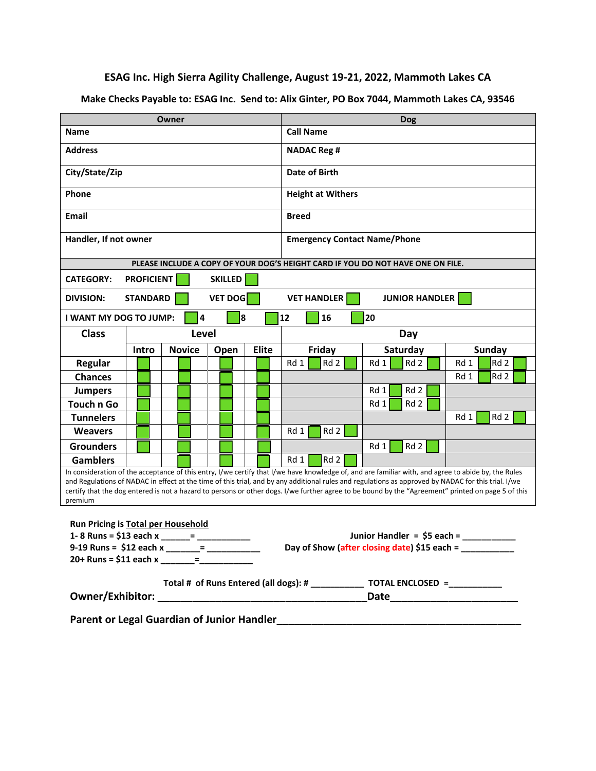**ESAG Inc. High Sierra Agility Challenge, August 19-21, 2022, Mammoth Lakes CA**

**Make Checks Payable to: ESAG Inc. Send to: Alix Ginter, PO Box 7044, Mammoth Lakes CA, 93546**

| Owner | Dog |
|---|---|
| **Name** | **Call Name** |
| **Address** | **NADAC Reg #** |
| **City/State/Zip** | **Date of Birth** |
| **Phone** | **Height at Withers** |
| **Email** | **Breed** |
| **Handler, If not owner** | **Emergency Contact Name/Phone** |

**PLEASE INCLUDE A COPY OF YOUR DOG'S HEIGHT CARD IF YOU DO NOT HAVE ONE ON FILE.**

**CATEGORY:** **PROFICIENT** ☐ **SKILLED** ☐

**DIVISION:** **STANDARD** ☐ **VET DOG** ☐ **VET HANDLER** ☐ **JUNIOR HANDLER** ☐

**I WANT MY DOG TO JUMP:** ☐ 4 ☐ 8 ☐ 12 ☐ 16 ☐ 20

| Class | Level | | | | Day | | |
|---|---|---|---|---|---|---|---|
| | Intro | Novice | Open | Elite | Friday | Saturday | Sunday |
| **Regular** | ☐ | ☐ | ☐ | ☐ | Rd 1 ☐ Rd 2 ☐ | Rd 1 ☐ Rd 2 ☐ | Rd 1 ☐ Rd 2 ☐ |
| **Chances** | ☐ | ☐ | ☐ | ☐ | | | Rd 1 ☐ Rd 2 ☐ |
| **Jumpers** | ☐ | ☐ | ☐ | ☐ | | Rd 1 ☐ Rd 2 ☐ | |
| **Touch n Go** | ☐ | ☐ | ☐ | ☐ | | Rd 1 ☐ Rd 2 ☐ | |
| **Tunnelers** | ☐ | ☐ | ☐ | ☐ | | | Rd 1 ☐ Rd 2 ☐ |
| **Weavers** | ☐ | ☐ | ☐ | ☐ | Rd 1 ☐ Rd 2 ☐ | | |
| **Grounders** | ☐ | ☐ | ☐ | ☐ | | Rd 1 ☐ Rd 2 ☐ | |
| **Gamblers** | | ☐ | ☐ | ☐ | Rd 1 ☐ Rd 2 ☐ | | |

In consideration of the acceptance of this entry, I/we certify that I/we have knowledge of, and are familiar with, and agree to abide by, the Rules and Regulations of NADAC in effect at the time of this trial, and by any additional rules and regulations as approved by NADAC for this trial. I/we certify that the dog entered is not a hazard to persons or other dogs. I/we further agree to be bound by the "Agreement" printed on page 5 of this premium

**Run Pricing is Total per Household**

**1- 8 Runs = $13 each x ______= ___________**

**9-19 Runs = $12 each x _______= ___________**

**20+ Runs = $11 each x _______=___________**

**Junior Handler = $5 each = ___________**

**Day of Show (after closing date) $15 each = ___________**

**Total # of Runs Entered (all dogs): # ___________ TOTAL ENCLOSED =___________**

**Owner/Exhibitor: ______________________________________Date_______________________**

**Parent or Legal Guardian of Junior Handler__________________________________________**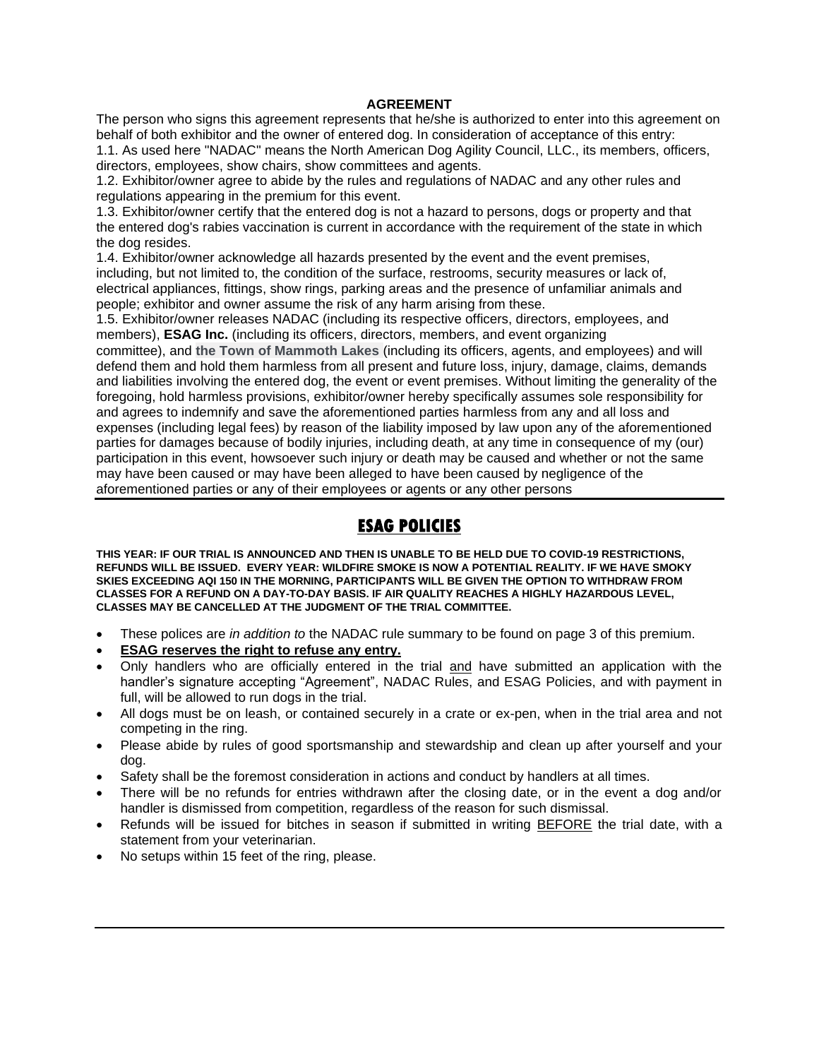## AGREEMENT

The person who signs this agreement represents that he/she is authorized to enter into this agreement on behalf of both exhibitor and the owner of entered dog. In consideration of acceptance of this entry:

1.1. As used here "NADAC" means the North American Dog Agility Council, LLC., its members, officers, directors, employees, show chairs, show committees and agents.

1.2. Exhibitor/owner agree to abide by the rules and regulations of NADAC and any other rules and regulations appearing in the premium for this event.

1.3. Exhibitor/owner certify that the entered dog is not a hazard to persons, dogs or property and that the entered dog's rabies vaccination is current in accordance with the requirement of the state in which the dog resides.

1.4. Exhibitor/owner acknowledge all hazards presented by the event and the event premises, including, but not limited to, the condition of the surface, restrooms, security measures or lack of, electrical appliances, fittings, show rings, parking areas and the presence of unfamiliar animals and people; exhibitor and owner assume the risk of any harm arising from these.

1.5. Exhibitor/owner releases NADAC (including its respective officers, directors, employees, and members), **ESAG Inc.** (including its officers, directors, members, and event organizing committee), and **the Town of Mammoth Lakes** (including its officers, agents, and employees) and will defend them and hold them harmless from all present and future loss, injury, damage, claims, demands and liabilities involving the entered dog, the event or event premises. Without limiting the generality of the foregoing, hold harmless provisions, exhibitor/owner hereby specifically assumes sole responsibility for and agrees to indemnify and save the aforementioned parties harmless from any and all loss and expenses (including legal fees) by reason of the liability imposed by law upon any of the aforementioned parties for damages because of bodily injuries, including death, at any time in consequence of my (our) participation in this event, howsoever such injury or death may be caused and whether or not the same may have been caused or may have been alleged to have been caused by negligence of the aforementioned parties or any of their employees or agents or any other persons

---

## ESAG POLICIES

**THIS YEAR: IF OUR TRIAL IS ANNOUNCED AND THEN IS UNABLE TO BE HELD DUE TO COVID-19 RESTRICTIONS, REFUNDS WILL BE ISSUED. EVERY YEAR: WILDFIRE SMOKE IS NOW A POTENTIAL REALITY. IF WE HAVE SMOKY SKIES EXCEEDING AQI 150 IN THE MORNING, PARTICIPANTS WILL BE GIVEN THE OPTION TO WITHDRAW FROM CLASSES FOR A REFUND ON A DAY-TO-DAY BASIS. IF AIR QUALITY REACHES A HIGHLY HAZARDOUS LEVEL, CLASSES MAY BE CANCELLED AT THE JUDGMENT OF THE TRIAL COMMITTEE.**

- These polices are *in addition to* the NADAC rule summary to be found on page 3 of this premium.
- **ESAG reserves the right to refuse any entry.**
- Only handlers who are officially entered in the trial and have submitted an application with the handler's signature accepting "Agreement", NADAC Rules, and ESAG Policies, and with payment in full, will be allowed to run dogs in the trial.
- All dogs must be on leash, or contained securely in a crate or ex-pen, when in the trial area and not competing in the ring.
- Please abide by rules of good sportsmanship and stewardship and clean up after yourself and your dog.
- Safety shall be the foremost consideration in actions and conduct by handlers at all times.
- There will be no refunds for entries withdrawn after the closing date, or in the event a dog and/or handler is dismissed from competition, regardless of the reason for such dismissal.
- Refunds will be issued for bitches in season if submitted in writing BEFORE the trial date, with a statement from your veterinarian.
- No setups within 15 feet of the ring, please.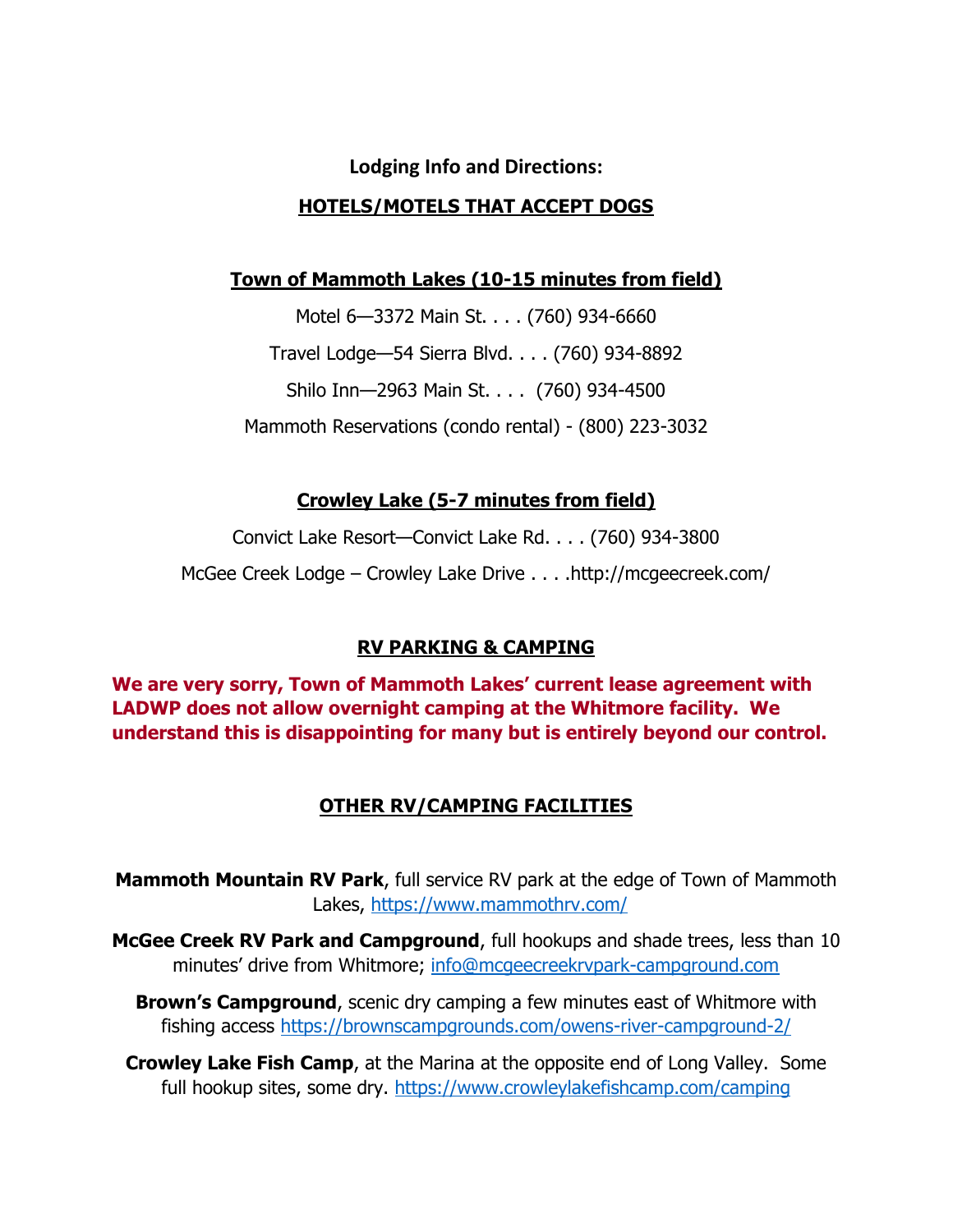**Lodging Info and Directions:**

## HOTELS/MOTELS THAT ACCEPT DOGS

### Town of Mammoth Lakes (10-15 minutes from field)

Motel 6—3372 Main St. . . . (760) 934-6660

Travel Lodge—54 Sierra Blvd. . . . (760) 934-8892

Shilo Inn—2963 Main St. . . . (760) 934-4500

Mammoth Reservations (condo rental) - (800) 223-3032

### Crowley Lake (5-7 minutes from field)

Convict Lake Resort—Convict Lake Rd. . . . (760) 934-3800

McGee Creek Lodge – Crowley Lake Drive . . . .http://mcgeecreek.com/

## RV PARKING & CAMPING

**We are very sorry, Town of Mammoth Lakes' current lease agreement with LADWP does not allow overnight camping at the Whitmore facility. We understand this is disappointing for many but is entirely beyond our control.**

## OTHER RV/CAMPING FACILITIES

**Mammoth Mountain RV Park**, full service RV park at the edge of Town of Mammoth Lakes, https://www.mammothrv.com/

**McGee Creek RV Park and Campground**, full hookups and shade trees, less than 10 minutes' drive from Whitmore; info@mcgeecreekrvpark-campground.com

**Brown's Campground**, scenic dry camping a few minutes east of Whitmore with fishing access https://brownscampgrounds.com/owens-river-campground-2/

**Crowley Lake Fish Camp**, at the Marina at the opposite end of Long Valley. Some full hookup sites, some dry. https://www.crowleylakefishcamp.com/camping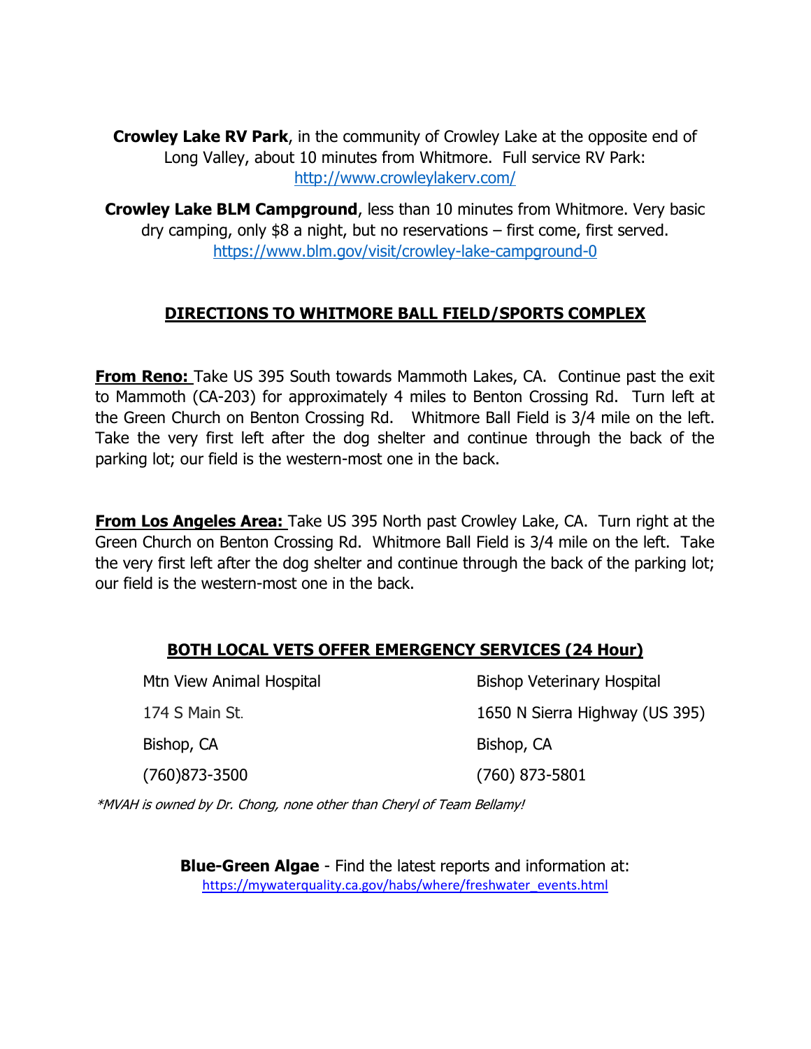**Crowley Lake RV Park**, in the community of Crowley Lake at the opposite end of Long Valley, about 10 minutes from Whitmore. Full service RV Park: http://www.crowleylakerv.com/

**Crowley Lake BLM Campground**, less than 10 minutes from Whitmore. Very basic dry camping, only $8 a night, but no reservations – first come, first served. https://www.blm.gov/visit/crowley-lake-campground-0

## DIRECTIONS TO WHITMORE BALL FIELD/SPORTS COMPLEX

**From Reno:** Take US 395 South towards Mammoth Lakes, CA. Continue past the exit to Mammoth (CA-203) for approximately 4 miles to Benton Crossing Rd. Turn left at the Green Church on Benton Crossing Rd. Whitmore Ball Field is 3/4 mile on the left. Take the very first left after the dog shelter and continue through the back of the parking lot; our field is the western-most one in the back.

**From Los Angeles Area:** Take US 395 North past Crowley Lake, CA. Turn right at the Green Church on Benton Crossing Rd. Whitmore Ball Field is 3/4 mile on the left. Take the very first left after the dog shelter and continue through the back of the parking lot; our field is the western-most one in the back.

## BOTH LOCAL VETS OFFER EMERGENCY SERVICES (24 Hour)

| | |
|---|---|
| Mtn View Animal Hospital | Bishop Veterinary Hospital |
| 174 S Main St. | 1650 N Sierra Highway (US 395) |
| Bishop, CA | Bishop, CA |
| (760)873-3500 | (760) 873-5801 |

*\*MVAH is owned by Dr. Chong, none other than Cheryl of Team Bellamy!*

**Blue-Green Algae** - Find the latest reports and information at: https://mywaterquality.ca.gov/habs/where/freshwater_events.html